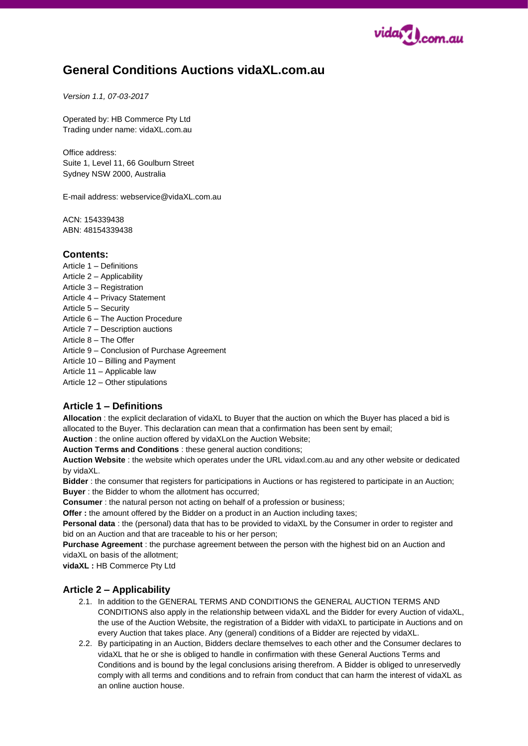# General Conditions Auctions vidaXL.com.au

*Version 1.1, 07-03-2017*

Operated by: HB Commerce Pty Ltd
Trading under name: vidaXL.com.au

Office address:
Suite 1, Level 11, 66 Goulburn Street
Sydney NSW 2000, Australia

E-mail address: webservice@vidaXL.com.au

ACN: 154339438
ABN: 48154339438

## Contents:

Article 1 – Definitions
Article 2 – Applicability
Article 3 – Registration
Article 4 – Privacy Statement
Article 5 – Security
Article 6 – The Auction Procedure
Article 7 – Description auctions
Article 8 – The Offer
Article 9 – Conclusion of Purchase Agreement
Article 10 – Billing and Payment
Article 11 – Applicable law
Article 12 – Other stipulations

## Article 1 – Definitions

**Allocation** : the explicit declaration of vidaXL to Buyer that the auction on which the Buyer has placed a bid is allocated to the Buyer. This declaration can mean that a confirmation has been sent by email;
**Auction** : the online auction offered by vidaXLon the Auction Website;
**Auction Terms and Conditions** : these general auction conditions;
**Auction Website** : the website which operates under the URL vidaxl.com.au and any other website or dedicated by vidaXL.
**Bidder** : the consumer that registers for participations in Auctions or has registered to participate in an Auction;
**Buyer** : the Bidder to whom the allotment has occurred;
**Consumer** : the natural person not acting on behalf of a profession or business;
**Offer :** the amount offered by the Bidder on a product in an Auction including taxes;
**Personal data** : the (personal) data that has to be provided to vidaXL by the Consumer in order to register and bid on an Auction and that are traceable to his or her person;
**Purchase Agreement** : the purchase agreement between the person with the highest bid on an Auction and vidaXL on basis of the allotment;
**vidaXL :** HB Commerce Pty Ltd

## Article 2 – Applicability

2.1. In addition to the GENERAL TERMS AND CONDITIONS the GENERAL AUCTION TERMS AND CONDITIONS also apply in the relationship between vidaXL and the Bidder for every Auction of vidaXL, the use of the Auction Website, the registration of a Bidder with vidaXL to participate in Auctions and on every Auction that takes place. Any (general) conditions of a Bidder are rejected by vidaXL.

2.2. By participating in an Auction, Bidders declare themselves to each other and the Consumer declares to vidaXL that he or she is obliged to handle in confirmation with these General Auctions Terms and Conditions and is bound by the legal conclusions arising therefrom. A Bidder is obliged to unreservedly comply with all terms and conditions and to refrain from conduct that can harm the interest of vidaXL as an online auction house.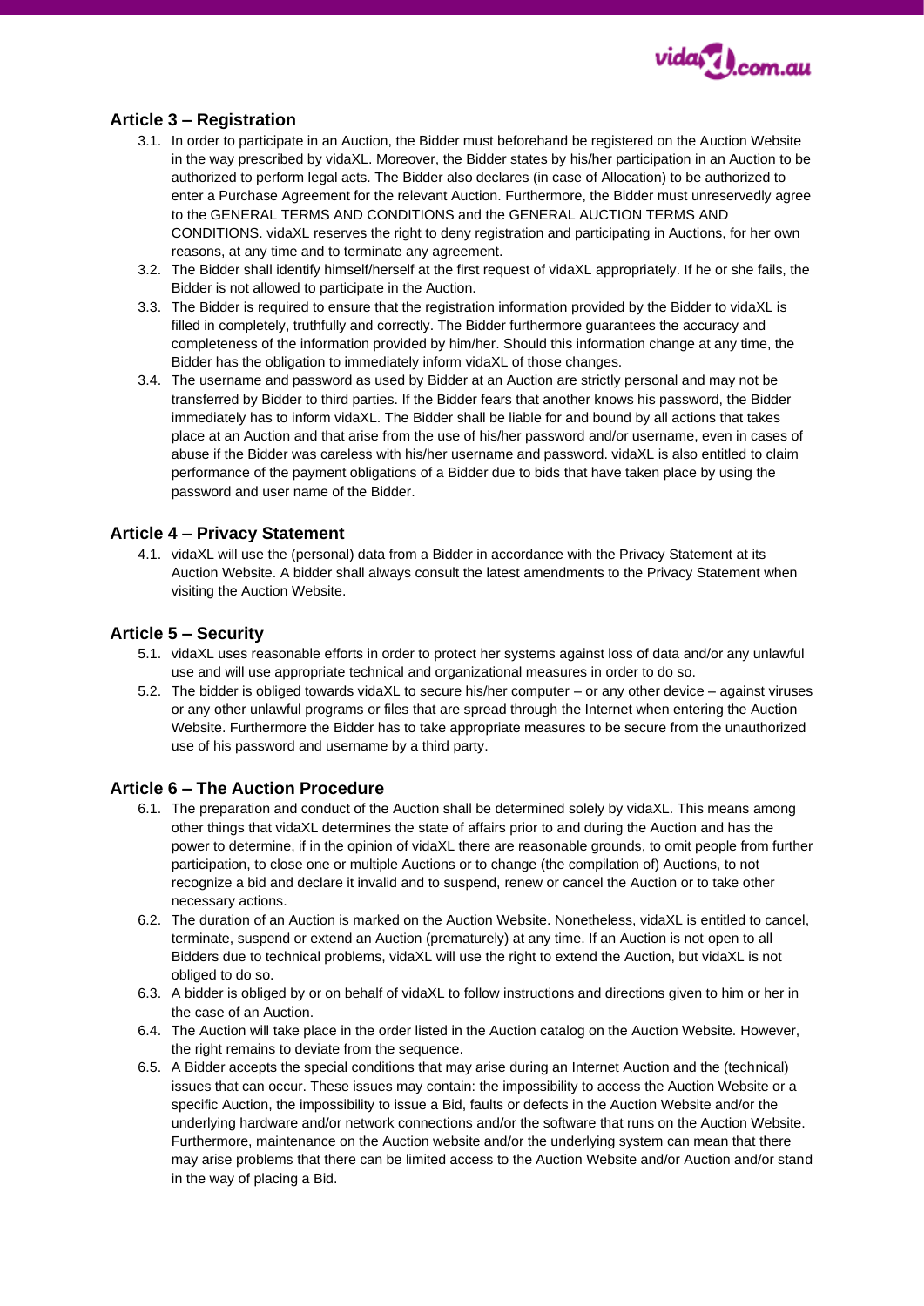## Article 3 – Registration

3.1. In order to participate in an Auction, the Bidder must beforehand be registered on the Auction Website in the way prescribed by vidaXL. Moreover, the Bidder states by his/her participation in an Auction to be authorized to perform legal acts. The Bidder also declares (in case of Allocation) to be authorized to enter a Purchase Agreement for the relevant Auction. Furthermore, the Bidder must unreservedly agree to the GENERAL TERMS AND CONDITIONS and the GENERAL AUCTION TERMS AND CONDITIONS. vidaXL reserves the right to deny registration and participating in Auctions, for her own reasons, at any time and to terminate any agreement.

3.2. The Bidder shall identify himself/herself at the first request of vidaXL appropriately. If he or she fails, the Bidder is not allowed to participate in the Auction.

3.3. The Bidder is required to ensure that the registration information provided by the Bidder to vidaXL is filled in completely, truthfully and correctly. The Bidder furthermore guarantees the accuracy and completeness of the information provided by him/her. Should this information change at any time, the Bidder has the obligation to immediately inform vidaXL of those changes.

3.4. The username and password as used by Bidder at an Auction are strictly personal and may not be transferred by Bidder to third parties. If the Bidder fears that another knows his password, the Bidder immediately has to inform vidaXL. The Bidder shall be liable for and bound by all actions that takes place at an Auction and that arise from the use of his/her password and/or username, even in cases of abuse if the Bidder was careless with his/her username and password. vidaXL is also entitled to claim performance of the payment obligations of a Bidder due to bids that have taken place by using the password and user name of the Bidder.

## Article 4 – Privacy Statement

4.1. vidaXL will use the (personal) data from a Bidder in accordance with the Privacy Statement at its Auction Website. A bidder shall always consult the latest amendments to the Privacy Statement when visiting the Auction Website.

## Article 5 – Security

5.1. vidaXL uses reasonable efforts in order to protect her systems against loss of data and/or any unlawful use and will use appropriate technical and organizational measures in order to do so.

5.2. The bidder is obliged towards vidaXL to secure his/her computer – or any other device – against viruses or any other unlawful programs or files that are spread through the Internet when entering the Auction Website. Furthermore the Bidder has to take appropriate measures to be secure from the unauthorized use of his password and username by a third party.

## Article 6 – The Auction Procedure

6.1. The preparation and conduct of the Auction shall be determined solely by vidaXL. This means among other things that vidaXL determines the state of affairs prior to and during the Auction and has the power to determine, if in the opinion of vidaXL there are reasonable grounds, to omit people from further participation, to close one or multiple Auctions or to change (the compilation of) Auctions, to not recognize a bid and declare it invalid and to suspend, renew or cancel the Auction or to take other necessary actions.

6.2. The duration of an Auction is marked on the Auction Website. Nonetheless, vidaXL is entitled to cancel, terminate, suspend or extend an Auction (prematurely) at any time. If an Auction is not open to all Bidders due to technical problems, vidaXL will use the right to extend the Auction, but vidaXL is not obliged to do so.

6.3. A bidder is obliged by or on behalf of vidaXL to follow instructions and directions given to him or her in the case of an Auction.

6.4. The Auction will take place in the order listed in the Auction catalog on the Auction Website. However, the right remains to deviate from the sequence.

6.5. A Bidder accepts the special conditions that may arise during an Internet Auction and the (technical) issues that can occur. These issues may contain: the impossibility to access the Auction Website or a specific Auction, the impossibility to issue a Bid, faults or defects in the Auction Website and/or the underlying hardware and/or network connections and/or the software that runs on the Auction Website. Furthermore, maintenance on the Auction website and/or the underlying system can mean that there may arise problems that there can be limited access to the Auction Website and/or Auction and/or stand in the way of placing a Bid.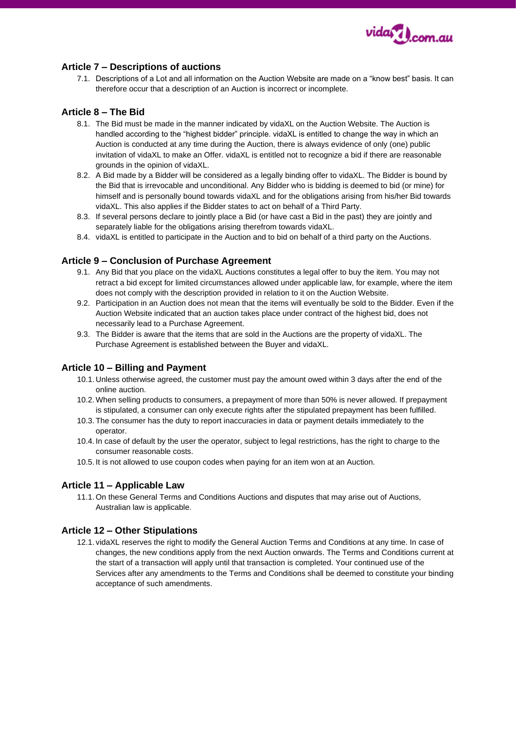## Article 7 – Descriptions of auctions

7.1. Descriptions of a Lot and all information on the Auction Website are made on a "know best" basis. It can therefore occur that a description of an Auction is incorrect or incomplete.

## Article 8 – The Bid

8.1. The Bid must be made in the manner indicated by vidaXL on the Auction Website. The Auction is handled according to the "highest bidder" principle. vidaXL is entitled to change the way in which an Auction is conducted at any time during the Auction, there is always evidence of only (one) public invitation of vidaXL to make an Offer. vidaXL is entitled not to recognize a bid if there are reasonable grounds in the opinion of vidaXL.

8.2. A Bid made by a Bidder will be considered as a legally binding offer to vidaXL. The Bidder is bound by the Bid that is irrevocable and unconditional. Any Bidder who is bidding is deemed to bid (or mine) for himself and is personally bound towards vidaXL and for the obligations arising from his/her Bid towards vidaXL. This also applies if the Bidder states to act on behalf of a Third Party.

8.3. If several persons declare to jointly place a Bid (or have cast a Bid in the past) they are jointly and separately liable for the obligations arising therefrom towards vidaXL.

8.4. vidaXL is entitled to participate in the Auction and to bid on behalf of a third party on the Auctions.

## Article 9 – Conclusion of Purchase Agreement

9.1. Any Bid that you place on the vidaXL Auctions constitutes a legal offer to buy the item. You may not retract a bid except for limited circumstances allowed under applicable law, for example, where the item does not comply with the description provided in relation to it on the Auction Website.

9.2. Participation in an Auction does not mean that the items will eventually be sold to the Bidder. Even if the Auction Website indicated that an auction takes place under contract of the highest bid, does not necessarily lead to a Purchase Agreement.

9.3. The Bidder is aware that the items that are sold in the Auctions are the property of vidaXL. The Purchase Agreement is established between the Buyer and vidaXL.

## Article 10 – Billing and Payment

10.1. Unless otherwise agreed, the customer must pay the amount owed within 3 days after the end of the online auction.

10.2. When selling products to consumers, a prepayment of more than 50% is never allowed. If prepayment is stipulated, a consumer can only execute rights after the stipulated prepayment has been fulfilled.

10.3. The consumer has the duty to report inaccuracies in data or payment details immediately to the operator.

10.4. In case of default by the user the operator, subject to legal restrictions, has the right to charge to the consumer reasonable costs.

10.5. It is not allowed to use coupon codes when paying for an item won at an Auction.

## Article 11 – Applicable Law

11.1. On these General Terms and Conditions Auctions and disputes that may arise out of Auctions, Australian law is applicable.

## Article 12 – Other Stipulations

12.1. vidaXL reserves the right to modify the General Auction Terms and Conditions at any time. In case of changes, the new conditions apply from the next Auction onwards. The Terms and Conditions current at the start of a transaction will apply until that transaction is completed. Your continued use of the Services after any amendments to the Terms and Conditions shall be deemed to constitute your binding acceptance of such amendments.